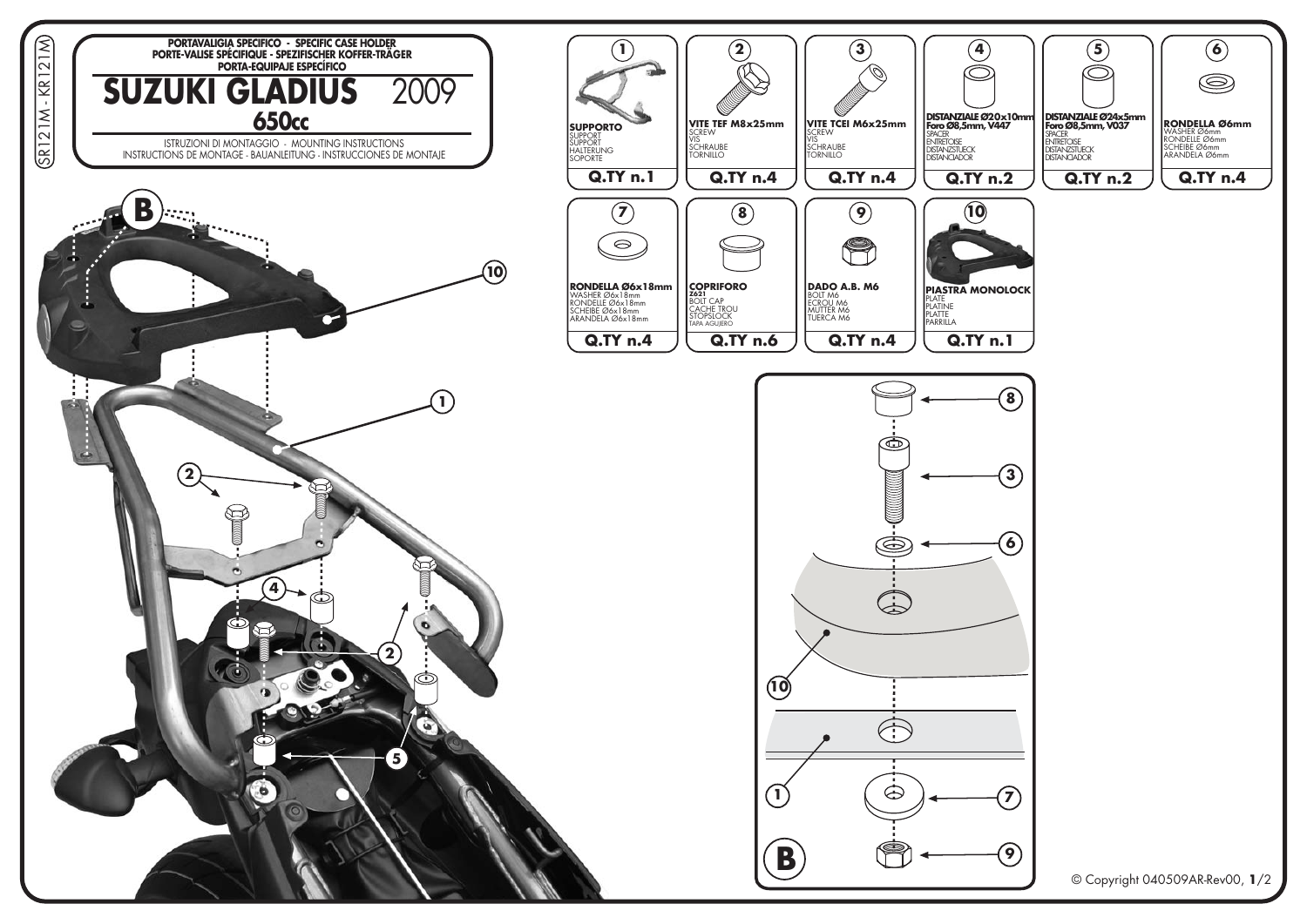SR121M - KR121M

PORTAVALIGIA SPECIFICO - SPECIFIC CASE HOLDER
PORTE-VALISE SPÉCIFIQUE - SPEZIFISCHER KOFFER-TRÄGER
PORTA-EQUIPAJE ESPECÍFICO

# SUZUKI GLADIUS 2009
## 650cc

ISTRUZIONI DI MONTAGGIO - MOUNTING INSTRUCTIONS
INSTRUCTIONS DE MONTAGE - BAUANLEITUNG - INSTRUCCIONES DE MONTAJE

| N. | Descrizione | Q.TY |
|---|---|---|
| 1 | **SUPPORTO** SUPPORT SUPPORT HALTERUNG SOPORTE | Q.TY n.1 |
| 2 | **VITE TEF M8x25mm** SCREW VIS SCHRAUBE TORNILLO | Q.TY n.4 |
| 3 | **VITE TCEI M6x25mm** SCREW VIS SCHRAUBE TORNILLO | Q.TY n.4 |
| 4 | **DISTANZIALE Ø20x10mm Foro Ø8,5mm, V447** SPACER ENTRETOISE DISTANZSTUECK DISTANCIADOR | Q.TY n.2 |
| 5 | **DISTANZIALE Ø24x5mm Foro Ø8,5mm, V037** SPACER ENTRETOISE DISTANZSTUECK DISTANCIADOR | Q.TY n.2 |
| 6 | **RONDELLA Ø6mm** WASHER Ø6mm RONDELLE Ø6mm SCHEIBE Ø6mm ARANDELA Ø6mm | Q.TY n.4 |
| 7 | **RONDELLA Ø6x18mm** WASHER Ø6x18mm RONDELLE Ø6x18mm SCHEIBE Ø6x18mm ARANDELA Ø6x18mm | Q.TY n.4 |
| 8 | **COPRIFORO** Z621 BOLT CAP CACHE TROU STOPSLOCK TAPA AGUJERO | Q.TY n.6 |
| 9 | **DADO A.B. M6** BOLT M6 ECROU M6 MUTTER M6 TUERCA M6 | Q.TY n.4 |
| 10 | **PIASTRA MONOLOCK** PLATE PLATINE PLATTE PARRILLA | Q.TY n.1 |

© Copyright 040509AR-Rev00, 1/2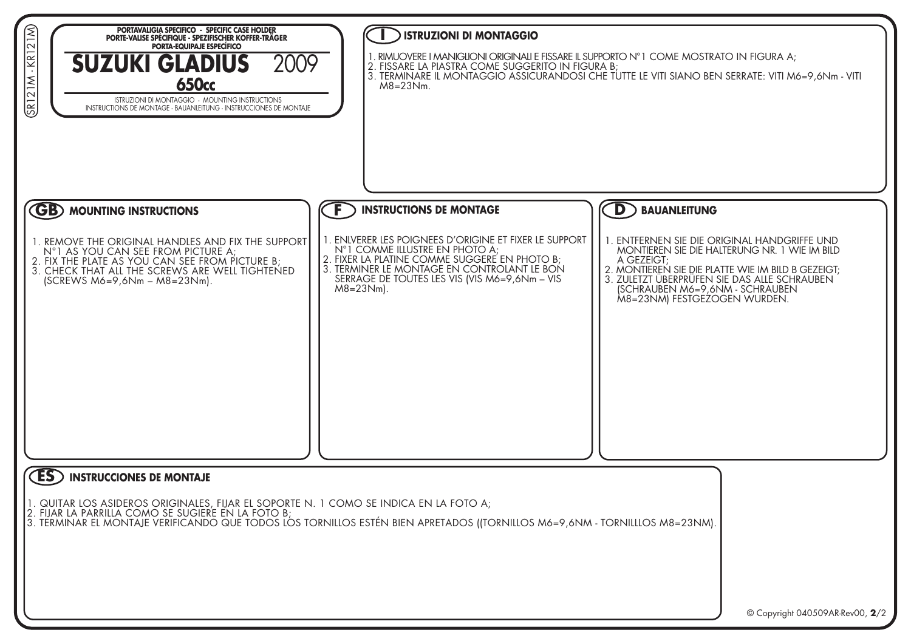SR121M - KR121M

**PORTAVALIGIA SPECIFICO - SPECIFIC CASE HOLDER**
**PORTE-VALISE SPÉCIFIQUE - SPEZIFISCHER KOFFER-TRÄGER**
**PORTA-EQUIPAJE ESPECÍFICO**

# SUZUKI GLADIUS 2009

## 650cc

ISTRUZIONI DI MONTAGGIO - MOUNTING INSTRUCTIONS
INSTRUCTIONS DE MONTAGE - BAUANLEITUNG - INSTRUCCIONES DE MONTAJE

## I ISTRUZIONI DI MONTAGGIO

1. RIMUOVERE I MANIGLIONI ORIGINALI E FISSARE IL SUPPORTO N°1 COME MOSTRATO IN FIGURA A;
2. FISSARE LA PIASTRA COME SUGGERITO IN FIGURA B;
3. TERMINARE IL MONTAGGIO ASSICURANDOSI CHE TUTTE LE VITI SIANO BEN SERRATE: VITI M6=9,6Nm - VITI M8=23Nm.

## GB MOUNTING INSTRUCTIONS

1. REMOVE THE ORIGINAL HANDLES AND FIX THE SUPPORT N°1 AS YOU CAN SEE FROM PICTURE A;
2. FIX THE PLATE AS YOU CAN SEE FROM PICTURE B;
3. CHECK THAT ALL THE SCREWS ARE WELL TIGHTENED (SCREWS M6=9,6Nm – M8=23Nm).

## F INSTRUCTIONS DE MONTAGE

1. ENLVERER LES POIGNEES D'ORIGINE ET FIXER LE SUPPORT N°1 COMME ILLUSTRE EN PHOTO A;
2. FIXER LA PLATINE COMME SUGGERE EN PHOTO B;
3. TERMINER LE MONTAGE EN CONTROLANT LE BON SERRAGE DE TOUTES LES VIS (VIS M6=9,6Nm – VIS M8=23Nm).

## D BAUANLEITUNG

1. ENTFERNEN SIE DIE ORIGINAL HANDGRIFFE UND MONTIEREN SIE DIE HALTERUNG NR. 1 WIE IM BILD A GEZEIGT;
2. MONTIEREN SIE DIE PLATTE WIE IM BILD B GEZEIGT;
3. ZULETZT ÜBERPRÜFEN SIE DAS ALLE SCHRAUBEN (SCHRAUBEN M6=9,6NM - SCHRAUBEN M8=23NM) FESTGEZOGEN WURDEN.

## ES INSTRUCCIONES DE MONTAJE

1. QUITAR LOS ASIDEROS ORIGINALES, FIJAR EL SOPORTE N. 1 COMO SE INDICA EN LA FOTO A;
2. FIJAR LA PARRILLA COMO SE SUGIERE EN LA FOTO B;
3. TERMINAR EL MONTAJE VERIFICANDO QUE TODOS LOS TORNILLOS ESTÉN BIEN APRETADOS ((TORNILLOS M6=9,6NM - TORNILLLOS M8=23NM).

© Copyright 040509AR-Rev00